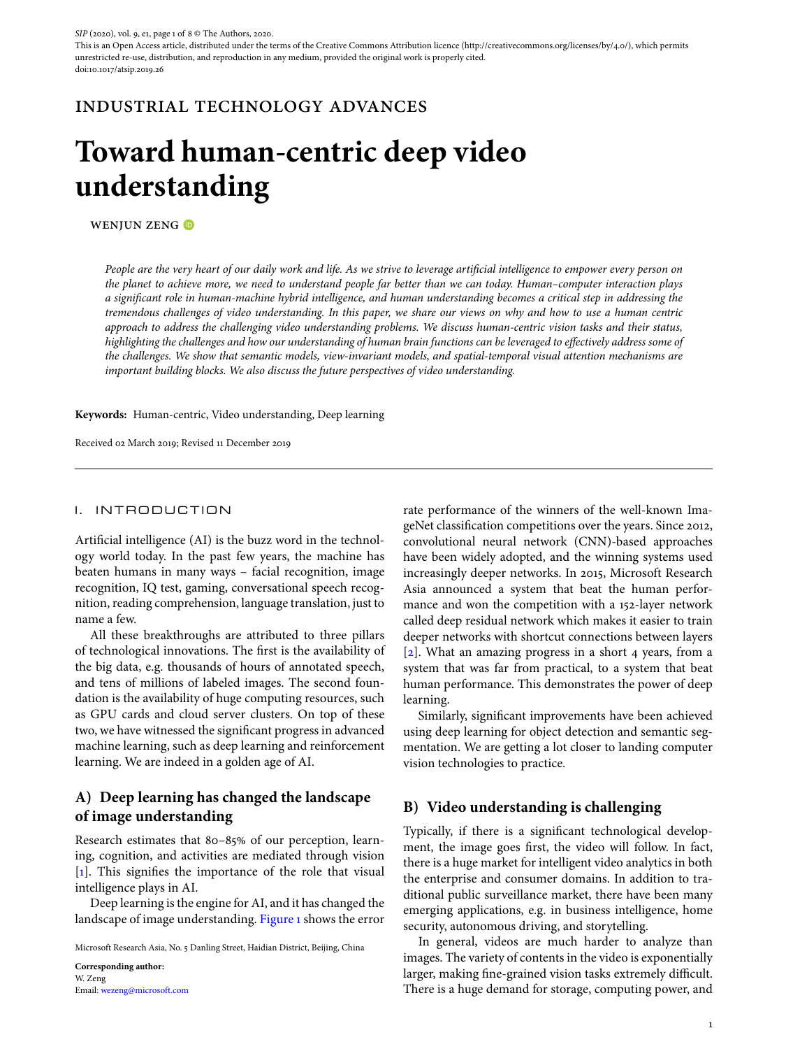SIP (2020), vol. 9, e1, page 1 of 8 © The Authors, 2020.
This is an Open Access article, distributed under the terms of the Creative Commons Attribution licence (http://creativecommons.org/licenses/by/4.0/), which permits unrestricted re-use, distribution, and reproduction in any medium, provided the original work is properly cited.
doi:10.1017/atsip.2019.26

INDUSTRIAL TECHNOLOGY ADVANCES

# Toward human-centric deep video understanding

WENJUN ZENG

*People are the very heart of our daily work and life. As we strive to leverage artificial intelligence to empower every person on the planet to achieve more, we need to understand people far better than we can today. Human–computer interaction plays a significant role in human-machine hybrid intelligence, and human understanding becomes a critical step in addressing the tremendous challenges of video understanding. In this paper, we share our views on why and how to use a human centric approach to address the challenging video understanding problems. We discuss human-centric vision tasks and their status, highlighting the challenges and how our understanding of human brain functions can be leveraged to effectively address some of the challenges. We show that semantic models, view-invariant models, and spatial-temporal visual attention mechanisms are important building blocks. We also discuss the future perspectives of video understanding.*

**Keywords:** Human-centric, Video understanding, Deep learning

Received 02 March 2019; Revised 11 December 2019

## I. INTRODUCTION

Artificial intelligence (AI) is the buzz word in the technology world today. In the past few years, the machine has beaten humans in many ways – facial recognition, image recognition, IQ test, gaming, conversational speech recognition, reading comprehension, language translation, just to name a few.

All these breakthroughs are attributed to three pillars of technological innovations. The first is the availability of the big data, e.g. thousands of hours of annotated speech, and tens of millions of labeled images. The second foundation is the availability of huge computing resources, such as GPU cards and cloud server clusters. On top of these two, we have witnessed the significant progress in advanced machine learning, such as deep learning and reinforcement learning. We are indeed in a golden age of AI.

### A) Deep learning has changed the landscape of image understanding

Research estimates that 80–85% of our perception, learning, cognition, and activities are mediated through vision [1]. This signifies the importance of the role that visual intelligence plays in AI.

Deep learning is the engine for AI, and it has changed the landscape of image understanding. Figure 1 shows the error rate performance of the winners of the well-known ImageNet classification competitions over the years. Since 2012, convolutional neural network (CNN)-based approaches have been widely adopted, and the winning systems used increasingly deeper networks. In 2015, Microsoft Research Asia announced a system that beat the human performance and won the competition with a 152-layer network called deep residual network which makes it easier to train deeper networks with shortcut connections between layers [2]. What an amazing progress in a short 4 years, from a system that was far from practical, to a system that beat human performance. This demonstrates the power of deep learning.

Similarly, significant improvements have been achieved using deep learning for object detection and semantic segmentation. We are getting a lot closer to landing computer vision technologies to practice.

### B) Video understanding is challenging

Typically, if there is a significant technological development, the image goes first, the video will follow. In fact, there is a huge market for intelligent video analytics in both the enterprise and consumer domains. In addition to traditional public surveillance market, there have been many emerging applications, e.g. in business intelligence, home security, autonomous driving, and storytelling.

In general, videos are much harder to analyze than images. The variety of contents in the video is exponentially larger, making fine-grained vision tasks extremely difficult. There is a huge demand for storage, computing power, and

Microsoft Research Asia, No. 5 Danling Street, Haidian District, Beijing, China

**Corresponding author:**
W. Zeng
Email: wezeng@microsoft.com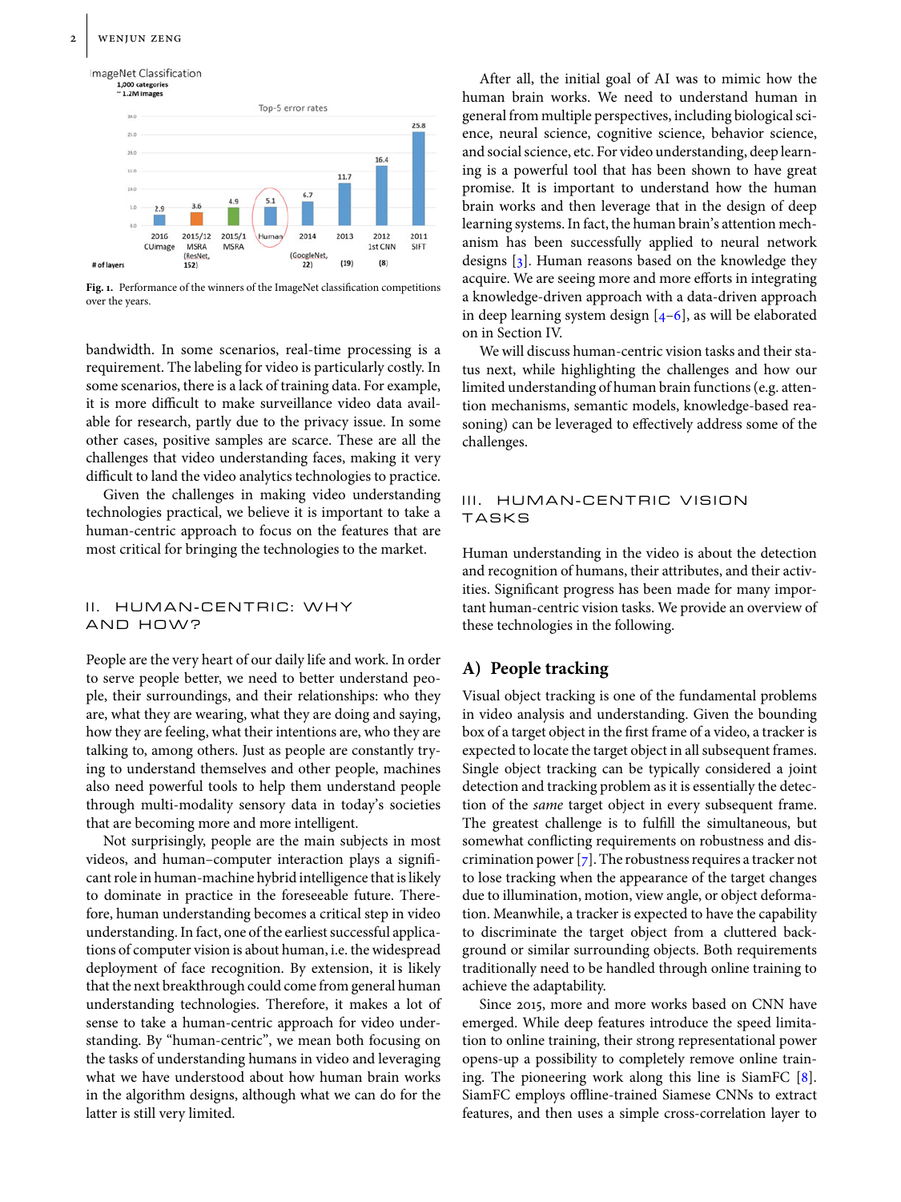ImageNet Classification
1,000 categories
~1.2M images

Top-5 error rates

| | 2016 CUimage | 2015/12 MSRA (ResNet, 152) | 2015/1 MSRA | Human | 2014 (GoogleNet, 22) | 2013 (19) | 2012 1st CNN (8) | 2011 SIFT |
|---|---|---|---|---|---|---|---|---|
| Top-5 error rate | 2.9 | 3.6 | 4.9 | 5.1 | 6.7 | 11.7 | 16.4 | 25.8 |

**Fig. 1.** Performance of the winners of the ImageNet classification competitions over the years.

bandwidth. In some scenarios, real-time processing is a requirement. The labeling for video is particularly costly. In some scenarios, there is a lack of training data. For example, it is more difficult to make surveillance video data available for research, partly due to the privacy issue. In some other cases, positive samples are scarce. These are all the challenges that video understanding faces, making it very difficult to land the video analytics technologies to practice.

Given the challenges in making video understanding technologies practical, we believe it is important to take a human-centric approach to focus on the features that are most critical for bringing the technologies to the market.

## II. HUMAN-CENTRIC: WHY AND HOW?

People are the very heart of our daily life and work. In order to serve people better, we need to better understand people, their surroundings, and their relationships: who they are, what they are wearing, what they are doing and saying, how they are feeling, what their intentions are, who they are talking to, among others. Just as people are constantly trying to understand themselves and other people, machines also need powerful tools to help them understand people through multi-modality sensory data in today's societies that are becoming more and more intelligent.

Not surprisingly, people are the main subjects in most videos, and human–computer interaction plays a significant role in human-machine hybrid intelligence that is likely to dominate in practice in the foreseeable future. Therefore, human understanding becomes a critical step in video understanding. In fact, one of the earliest successful applications of computer vision is about human, i.e. the widespread deployment of face recognition. By extension, it is likely that the next breakthrough could come from general human understanding technologies. Therefore, it makes a lot of sense to take a human-centric approach for video understanding. By "human-centric", we mean both focusing on the tasks of understanding humans in video and leveraging what we have understood about how human brain works in the algorithm designs, although what we can do for the latter is still very limited.

After all, the initial goal of AI was to mimic how the human brain works. We need to understand human in general from multiple perspectives, including biological science, neural science, cognitive science, behavior science, and social science, etc. For video understanding, deep learning is a powerful tool that has been shown to have great promise. It is important to understand how the human brain works and then leverage that in the design of deep learning systems. In fact, the human brain's attention mechanism has been successfully applied to neural network designs [3]. Human reasons based on the knowledge they acquire. We are seeing more and more efforts in integrating a knowledge-driven approach with a data-driven approach in deep learning system design [4–6], as will be elaborated on in Section IV.

We will discuss human-centric vision tasks and their status next, while highlighting the challenges and how our limited understanding of human brain functions (e.g. attention mechanisms, semantic models, knowledge-based reasoning) can be leveraged to effectively address some of the challenges.

## III. HUMAN-CENTRIC VISION TASKS

Human understanding in the video is about the detection and recognition of humans, their attributes, and their activities. Significant progress has been made for many important human-centric vision tasks. We provide an overview of these technologies in the following.

### A) People tracking

Visual object tracking is one of the fundamental problems in video analysis and understanding. Given the bounding box of a target object in the first frame of a video, a tracker is expected to locate the target object in all subsequent frames. Single object tracking can be typically considered a joint detection and tracking problem as it is essentially the detection of the *same* target object in every subsequent frame. The greatest challenge is to fulfill the simultaneous, but somewhat conflicting requirements on robustness and discrimination power [7]. The robustness requires a tracker not to lose tracking when the appearance of the target changes due to illumination, motion, view angle, or object deformation. Meanwhile, a tracker is expected to have the capability to discriminate the target object from a cluttered background or similar surrounding objects. Both requirements traditionally need to be handled through online training to achieve the adaptability.

Since 2015, more and more works based on CNN have emerged. While deep features introduce the speed limitation to online training, their strong representational power opens-up a possibility to completely remove online training. The pioneering work along this line is SiamFC [8]. SiamFC employs offline-trained Siamese CNNs to extract features, and then uses a simple cross-correlation layer to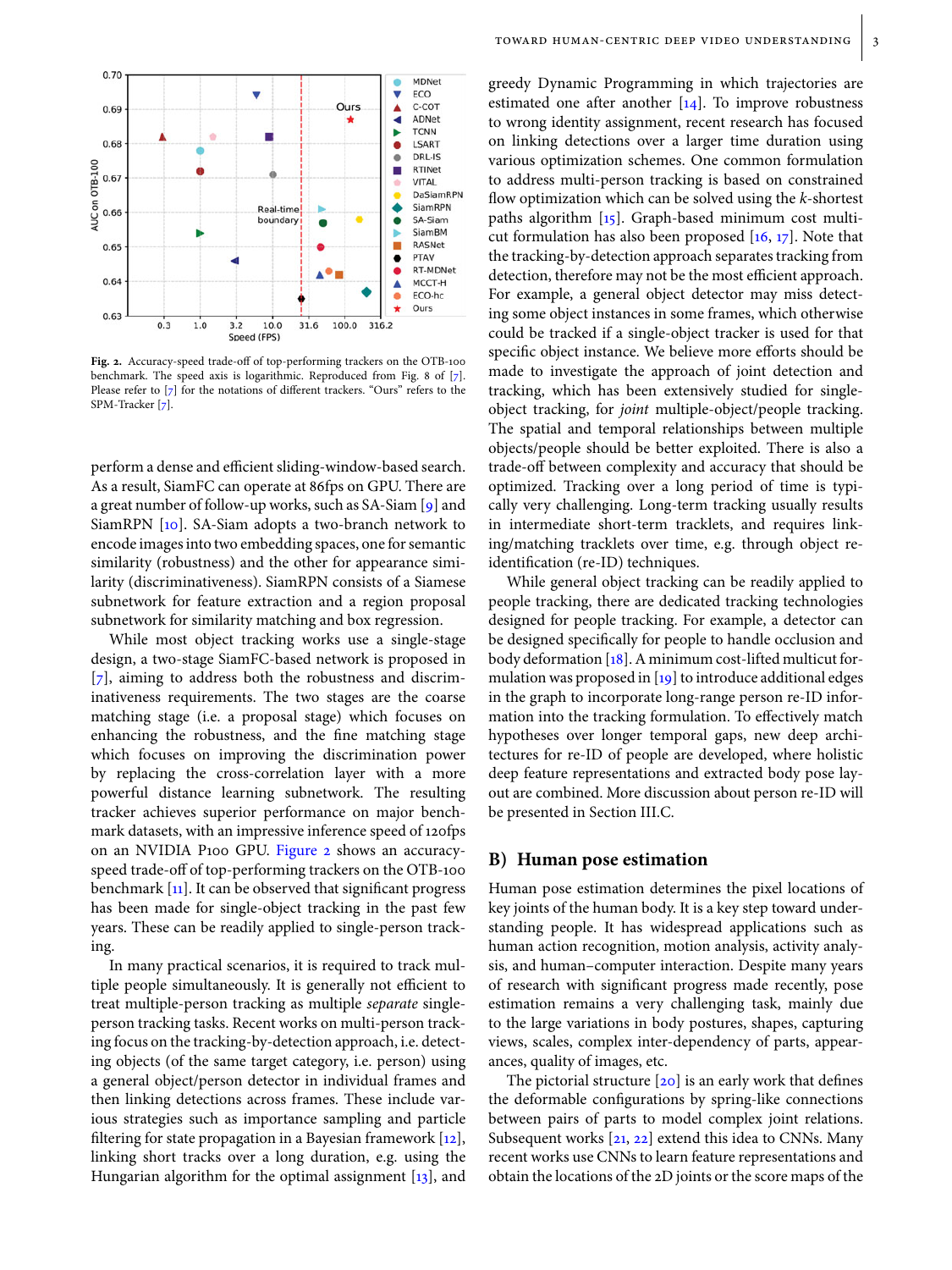Fig. 2. Accuracy-speed trade-off of top-performing trackers on the OTB-100 benchmark. The speed axis is logarithmic. Reproduced from Fig. 8 of [7]. Please refer to [7] for the notations of different trackers. "Ours" refers to the SPM-Tracker [7].

perform a dense and efficient sliding-window-based search. As a result, SiamFC can operate at 86fps on GPU. There are a great number of follow-up works, such as SA-Siam [9] and SiamRPN [10]. SA-Siam adopts a two-branch network to encode images into two embedding spaces, one for semantic similarity (robustness) and the other for appearance similarity (discriminativeness). SiamRPN consists of a Siamese subnetwork for feature extraction and a region proposal subnetwork for similarity matching and box regression.

While most object tracking works use a single-stage design, a two-stage SiamFC-based network is proposed in [7], aiming to address both the robustness and discriminativeness requirements. The two stages are the coarse matching stage (i.e. a proposal stage) which focuses on enhancing the robustness, and the fine matching stage which focuses on improving the discrimination power by replacing the cross-correlation layer with a more powerful distance learning subnetwork. The resulting tracker achieves superior performance on major benchmark datasets, with an impressive inference speed of 120fps on an NVIDIA P100 GPU. Figure 2 shows an accuracy-speed trade-off of top-performing trackers on the OTB-100 benchmark [11]. It can be observed that significant progress has been made for single-object tracking in the past few years. These can be readily applied to single-person tracking.

In many practical scenarios, it is required to track multiple people simultaneously. It is generally not efficient to treat multiple-person tracking as multiple *separate* single-person tracking tasks. Recent works on multi-person tracking focus on the tracking-by-detection approach, i.e. detecting objects (of the same target category, i.e. person) using a general object/person detector in individual frames and then linking detections across frames. These include various strategies such as importance sampling and particle filtering for state propagation in a Bayesian framework [12], linking short tracks over a long duration, e.g. using the Hungarian algorithm for the optimal assignment [13], and greedy Dynamic Programming in which trajectories are estimated one after another [14]. To improve robustness to wrong identity assignment, recent research has focused on linking detections over a larger time duration using various optimization schemes. One common formulation to address multi-person tracking is based on constrained flow optimization which can be solved using the $k$-shortest paths algorithm [15]. Graph-based minimum cost multi-cut formulation has also been proposed [16, 17]. Note that the tracking-by-detection approach separates tracking from detection, therefore may not be the most efficient approach. For example, a general object detector may miss detecting some object instances in some frames, which otherwise could be tracked if a single-object tracker is used for that specific object instance. We believe more efforts should be made to investigate the approach of joint detection and tracking, which has been extensively studied for single-object tracking, for *joint* multiple-object/people tracking. The spatial and temporal relationships between multiple objects/people should be better exploited. There is also a trade-off between complexity and accuracy that should be optimized. Tracking over a long period of time is typically very challenging. Long-term tracking usually results in intermediate short-term tracklets, and requires linking/matching tracklets over time, e.g. through object re-identification (re-ID) techniques.

While general object tracking can be readily applied to people tracking, there are dedicated tracking technologies designed for people tracking. For example, a detector can be designed specifically for people to handle occlusion and body deformation [18]. A minimum cost-lifted multicut formulation was proposed in [19] to introduce additional edges in the graph to incorporate long-range person re-ID information into the tracking formulation. To effectively match hypotheses over longer temporal gaps, new deep architectures for re-ID of people are developed, where holistic deep feature representations and extracted body pose layout are combined. More discussion about person re-ID will be presented in Section III.C.

## B) Human pose estimation

Human pose estimation determines the pixel locations of key joints of the human body. It is a key step toward understanding people. It has widespread applications such as human action recognition, motion analysis, activity analysis, and human–computer interaction. Despite many years of research with significant progress made recently, pose estimation remains a very challenging task, mainly due to the large variations in body postures, shapes, capturing views, scales, complex inter-dependency of parts, appearances, quality of images, etc.

The pictorial structure [20] is an early work that defines the deformable configurations by spring-like connections between pairs of parts to model complex joint relations. Subsequent works [21, 22] extend this idea to CNNs. Many recent works use CNNs to learn feature representations and obtain the locations of the 2D joints or the score maps of the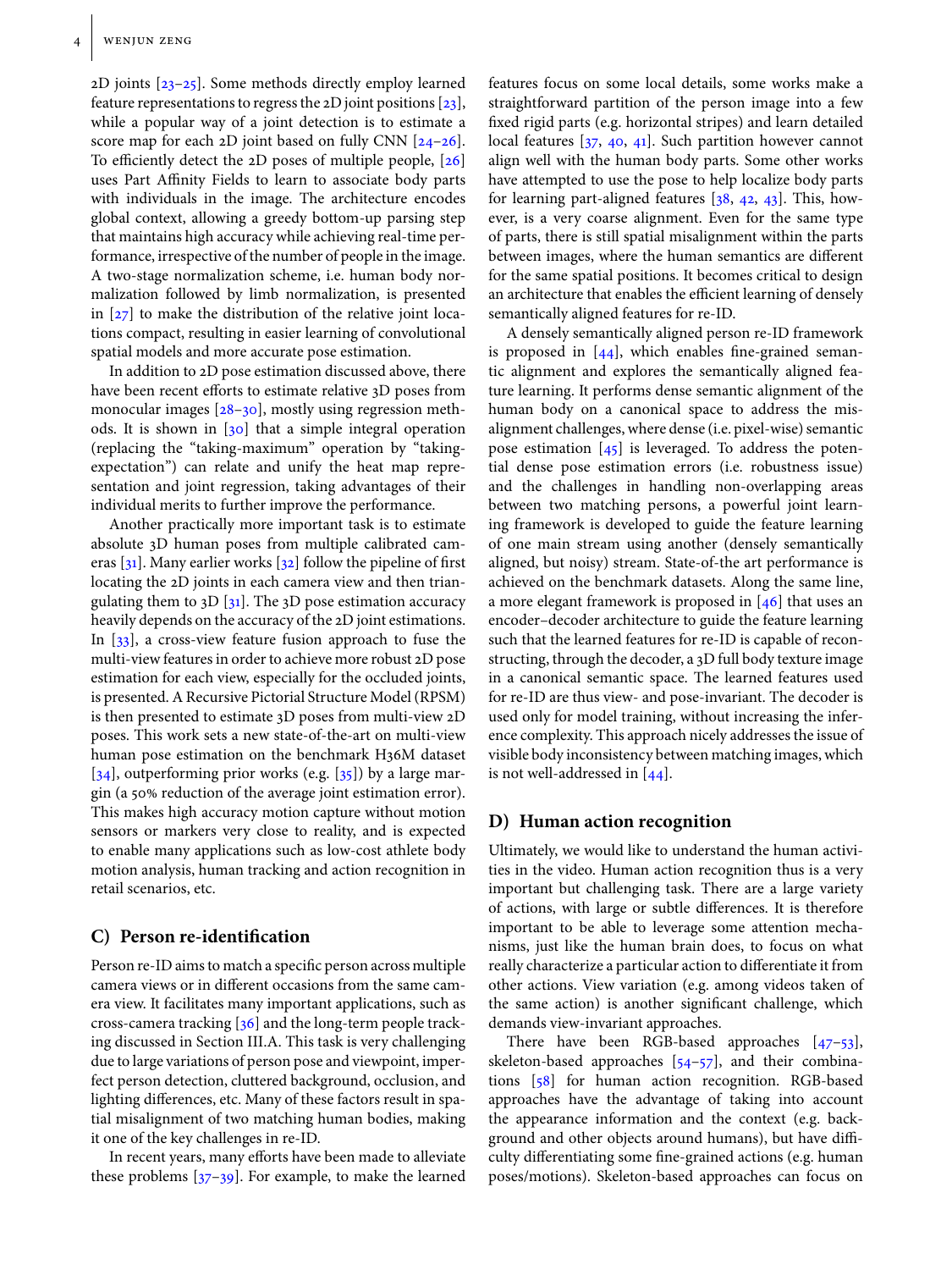2D joints [23–25]. Some methods directly employ learned feature representations to regress the 2D joint positions [23], while a popular way of a joint detection is to estimate a score map for each 2D joint based on fully CNN [24–26]. To efficiently detect the 2D poses of multiple people, [26] uses Part Affinity Fields to learn to associate body parts with individuals in the image. The architecture encodes global context, allowing a greedy bottom-up parsing step that maintains high accuracy while achieving real-time performance, irrespective of the number of people in the image. A two-stage normalization scheme, i.e. human body normalization followed by limb normalization, is presented in [27] to make the distribution of the relative joint locations compact, resulting in easier learning of convolutional spatial models and more accurate pose estimation.

In addition to 2D pose estimation discussed above, there have been recent efforts to estimate relative 3D poses from monocular images [28–30], mostly using regression methods. It is shown in [30] that a simple integral operation (replacing the "taking-maximum" operation by "taking-expectation") can relate and unify the heat map representation and joint regression, taking advantages of their individual merits to further improve the performance.

Another practically more important task is to estimate absolute 3D human poses from multiple calibrated cameras [31]. Many earlier works [32] follow the pipeline of first locating the 2D joints in each camera view and then triangulating them to 3D [31]. The 3D pose estimation accuracy heavily depends on the accuracy of the 2D joint estimations. In [33], a cross-view feature fusion approach to fuse the multi-view features in order to achieve more robust 2D pose estimation for each view, especially for the occluded joints, is presented. A Recursive Pictorial Structure Model (RPSM) is then presented to estimate 3D poses from multi-view 2D poses. This work sets a new state-of-the-art on multi-view human pose estimation on the benchmark H36M dataset [34], outperforming prior works (e.g. [35]) by a large margin (a 50% reduction of the average joint estimation error). This makes high accuracy motion capture without motion sensors or markers very close to reality, and is expected to enable many applications such as low-cost athlete body motion analysis, human tracking and action recognition in retail scenarios, etc.

## C) Person re-identification

Person re-ID aims to match a specific person across multiple camera views or in different occasions from the same camera view. It facilitates many important applications, such as cross-camera tracking [36] and the long-term people tracking discussed in Section III.A. This task is very challenging due to large variations of person pose and viewpoint, imperfect person detection, cluttered background, occlusion, and lighting differences, etc. Many of these factors result in spatial misalignment of two matching human bodies, making it one of the key challenges in re-ID.

In recent years, many efforts have been made to alleviate these problems [37–39]. For example, to make the learned features focus on some local details, some works make a straightforward partition of the person image into a few fixed rigid parts (e.g. horizontal stripes) and learn detailed local features [37, 40, 41]. Such partition however cannot align well with the human body parts. Some other works have attempted to use the pose to help localize body parts for learning part-aligned features [38, 42, 43]. This, however, is a very coarse alignment. Even for the same type of parts, there is still spatial misalignment within the parts between images, where the human semantics are different for the same spatial positions. It becomes critical to design an architecture that enables the efficient learning of densely semantically aligned features for re-ID.

A densely semantically aligned person re-ID framework is proposed in [44], which enables fine-grained semantic alignment and explores the semantically aligned feature learning. It performs dense semantic alignment of the human body on a canonical space to address the misalignment challenges, where dense (i.e. pixel-wise) semantic pose estimation [45] is leveraged. To address the potential dense pose estimation errors (i.e. robustness issue) and the challenges in handling non-overlapping areas between two matching persons, a powerful joint learning framework is developed to guide the feature learning of one main stream using another (densely semantically aligned, but noisy) stream. State-of-the art performance is achieved on the benchmark datasets. Along the same line, a more elegant framework is proposed in [46] that uses an encoder–decoder architecture to guide the feature learning such that the learned features for re-ID is capable of reconstructing, through the decoder, a 3D full body texture image in a canonical semantic space. The learned features used for re-ID are thus view- and pose-invariant. The decoder is used only for model training, without increasing the inference complexity. This approach nicely addresses the issue of visible body inconsistency between matching images, which is not well-addressed in [44].

## D) Human action recognition

Ultimately, we would like to understand the human activities in the video. Human action recognition thus is a very important but challenging task. There are a large variety of actions, with large or subtle differences. It is therefore important to be able to leverage some attention mechanisms, just like the human brain does, to focus on what really characterize a particular action to differentiate it from other actions. View variation (e.g. among videos taken of the same action) is another significant challenge, which demands view-invariant approaches.

There have been RGB-based approaches [47–53], skeleton-based approaches [54–57], and their combinations [58] for human action recognition. RGB-based approaches have the advantage of taking into account the appearance information and the context (e.g. background and other objects around humans), but have difficulty differentiating some fine-grained actions (e.g. human poses/motions). Skeleton-based approaches can focus on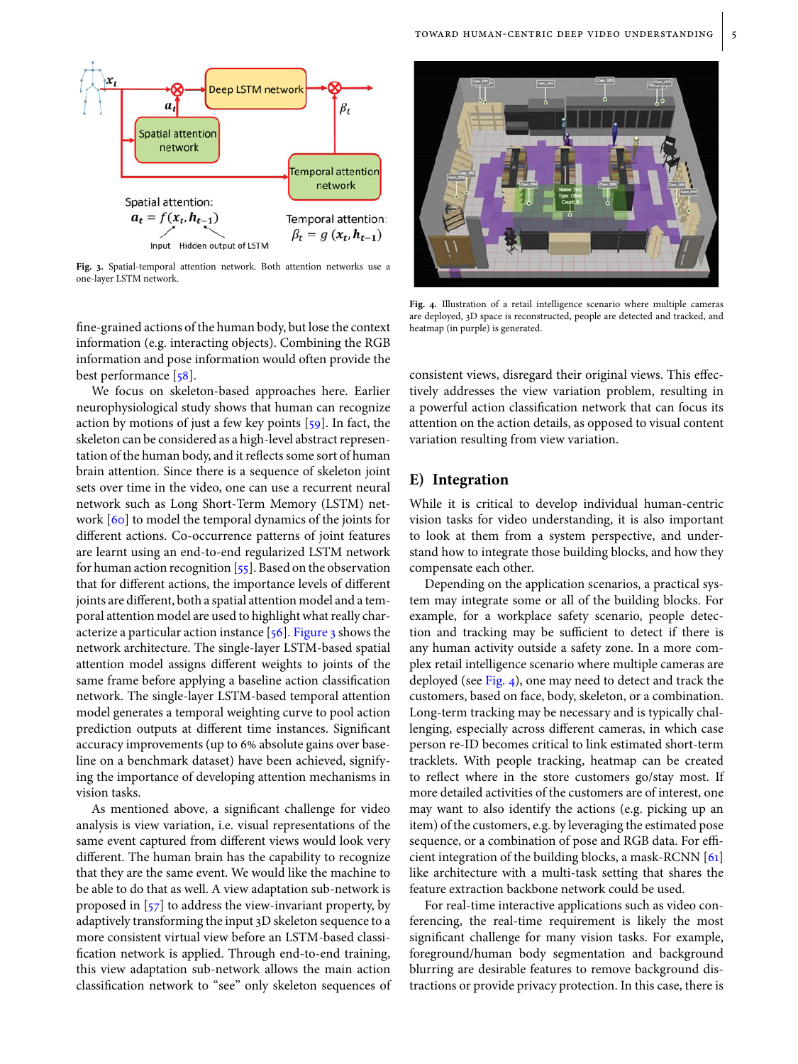Fig. 3. Spatial-temporal attention network. Both attention networks use a one-layer LSTM network.

Fig. 4. Illustration of a retail intelligence scenario where multiple cameras are deployed, 3D space is reconstructed, people are detected and tracked, and heatmap (in purple) is generated.

fine-grained actions of the human body, but lose the context information (e.g. interacting objects). Combining the RGB information and pose information would often provide the best performance [58].

We focus on skeleton-based approaches here. Earlier neurophysiological study shows that human can recognize action by motions of just a few key points [59]. In fact, the skeleton can be considered as a high-level abstract representation of the human body, and it reflects some sort of human brain attention. Since there is a sequence of skeleton joint sets over time in the video, one can use a recurrent neural network such as Long Short-Term Memory (LSTM) network [60] to model the temporal dynamics of the joints for different actions. Co-occurrence patterns of joint features are learnt using an end-to-end regularized LSTM network for human action recognition [55]. Based on the observation that for different actions, the importance levels of different joints are different, both a spatial attention model and a temporal attention model are used to highlight what really characterize a particular action instance [56]. Figure 3 shows the network architecture. The single-layer LSTM-based spatial attention model assigns different weights to joints of the same frame before applying a baseline action classification network. The single-layer LSTM-based temporal attention model generates a temporal weighting curve to pool action prediction outputs at different time instances. Significant accuracy improvements (up to 6% absolute gains over baseline on a benchmark dataset) have been achieved, signifying the importance of developing attention mechanisms in vision tasks.

As mentioned above, a significant challenge for video analysis is view variation, i.e. visual representations of the same event captured from different views would look very different. The human brain has the capability to recognize that they are the same event. We would like the machine to be able to do that as well. A view adaptation sub-network is proposed in [57] to address the view-invariant property, by adaptively transforming the input 3D skeleton sequence to a more consistent virtual view before an LSTM-based classification network is applied. Through end-to-end training, this view adaptation sub-network allows the main action classification network to "see" only skeleton sequences of consistent views, disregard their original views. This effectively addresses the view variation problem, resulting in a powerful action classification network that can focus its attention on the action details, as opposed to visual content variation resulting from view variation.

## E) Integration

While it is critical to develop individual human-centric vision tasks for video understanding, it is also important to look at them from a system perspective, and understand how to integrate those building blocks, and how they compensate each other.

Depending on the application scenarios, a practical system may integrate some or all of the building blocks. For example, for a workplace safety scenario, people detection and tracking may be sufficient to detect if there is any human activity outside a safety zone. In a more complex retail intelligence scenario where multiple cameras are deployed (see Fig. 4), one may need to detect and track the customers, based on face, body, skeleton, or a combination. Long-term tracking may be necessary and is typically challenging, especially across different cameras, in which case person re-ID becomes critical to link estimated short-term tracklets. With people tracking, heatmap can be created to reflect where in the store customers go/stay most. If more detailed activities of the customers are of interest, one may want to also identify the actions (e.g. picking up an item) of the customers, e.g. by leveraging the estimated pose sequence, or a combination of pose and RGB data. For efficient integration of the building blocks, a mask-RCNN [61] like architecture with a multi-task setting that shares the feature extraction backbone network could be used.

For real-time interactive applications such as video conferencing, the real-time requirement is likely the most significant challenge for many vision tasks. For example, foreground/human body segmentation and background blurring are desirable features to remove background distractions or provide privacy protection. In this case, there is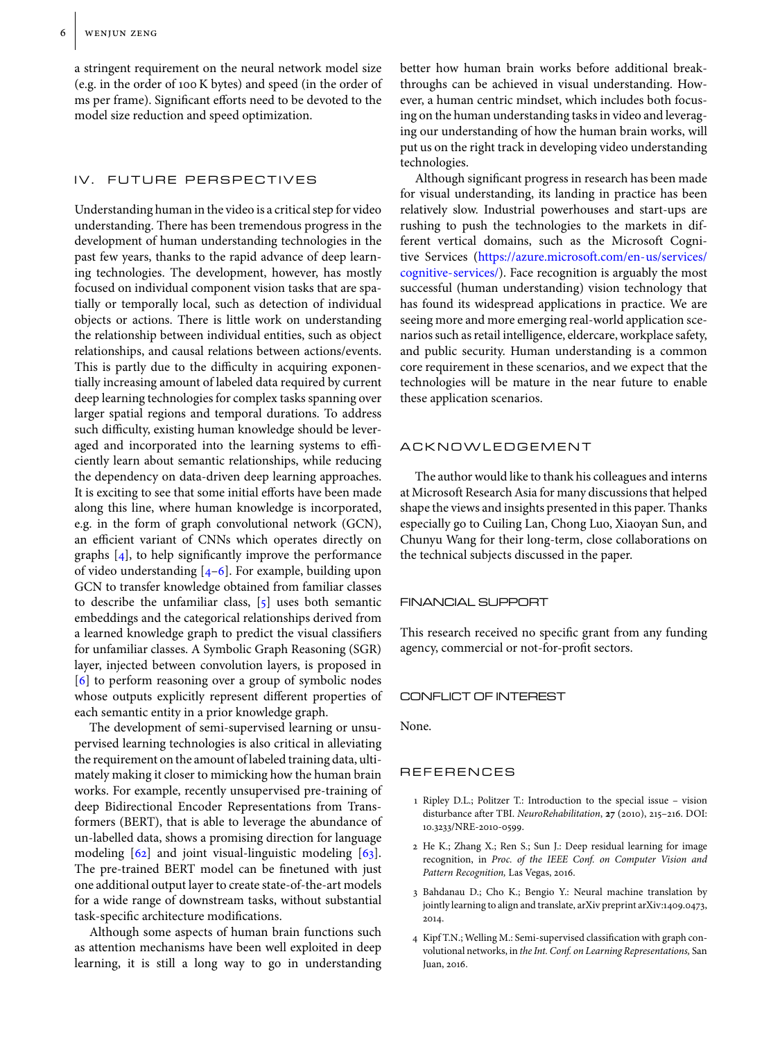a stringent requirement on the neural network model size (e.g. in the order of 100 K bytes) and speed (in the order of ms per frame). Significant efforts need to be devoted to the model size reduction and speed optimization.

## IV. FUTURE PERSPECTIVES

Understanding human in the video is a critical step for video understanding. There has been tremendous progress in the development of human understanding technologies in the past few years, thanks to the rapid advance of deep learning technologies. The development, however, has mostly focused on individual component vision tasks that are spatially or temporally local, such as detection of individual objects or actions. There is little work on understanding the relationship between individual entities, such as object relationships, and causal relations between actions/events. This is partly due to the difficulty in acquiring exponentially increasing amount of labeled data required by current deep learning technologies for complex tasks spanning over larger spatial regions and temporal durations. To address such difficulty, existing human knowledge should be leveraged and incorporated into the learning systems to efficiently learn about semantic relationships, while reducing the dependency on data-driven deep learning approaches. It is exciting to see that some initial efforts have been made along this line, where human knowledge is incorporated, e.g. in the form of graph convolutional network (GCN), an efficient variant of CNNs which operates directly on graphs [4], to help significantly improve the performance of video understanding [4–6]. For example, building upon GCN to transfer knowledge obtained from familiar classes to describe the unfamiliar class, [5] uses both semantic embeddings and the categorical relationships derived from a learned knowledge graph to predict the visual classifiers for unfamiliar classes. A Symbolic Graph Reasoning (SGR) layer, injected between convolution layers, is proposed in [6] to perform reasoning over a group of symbolic nodes whose outputs explicitly represent different properties of each semantic entity in a prior knowledge graph.

The development of semi-supervised learning or unsupervised learning technologies is also critical in alleviating the requirement on the amount of labeled training data, ultimately making it closer to mimicking how the human brain works. For example, recently unsupervised pre-training of deep Bidirectional Encoder Representations from Transformers (BERT), that is able to leverage the abundance of un-labelled data, shows a promising direction for language modeling [62] and joint visual-linguistic modeling [63]. The pre-trained BERT model can be finetuned with just one additional output layer to create state-of-the-art models for a wide range of downstream tasks, without substantial task-specific architecture modifications.

Although some aspects of human brain functions such as attention mechanisms have been well exploited in deep learning, it is still a long way to go in understanding better how human brain works before additional breakthroughs can be achieved in visual understanding. However, a human centric mindset, which includes both focusing on the human understanding tasks in video and leveraging our understanding of how the human brain works, will put us on the right track in developing video understanding technologies.

Although significant progress in research has been made for visual understanding, its landing in practice has been relatively slow. Industrial powerhouses and start-ups are rushing to push the technologies to the markets in different vertical domains, such as the Microsoft Cognitive Services (https://azure.microsoft.com/en-us/services/cognitive-services/). Face recognition is arguably the most successful (human understanding) vision technology that has found its widespread applications in practice. We are seeing more and more emerging real-world application scenarios such as retail intelligence, eldercare, workplace safety, and public security. Human understanding is a common core requirement in these scenarios, and we expect that the technologies will be mature in the near future to enable these application scenarios.

## ACKNOWLEDGEMENT

The author would like to thank his colleagues and interns at Microsoft Research Asia for many discussions that helped shape the views and insights presented in this paper. Thanks especially go to Cuiling Lan, Chong Luo, Xiaoyan Sun, and Chunyu Wang for their long-term, close collaborations on the technical subjects discussed in the paper.

## FINANCIAL SUPPORT

This research received no specific grant from any funding agency, commercial or not-for-profit sectors.

## CONFLICT OF INTEREST

None.

## REFERENCES

1. Ripley D.L.; Politzer T.: Introduction to the special issue – vision disturbance after TBI. *NeuroRehabilitation*, **27** (2010), 215–216. DOI: 10.3233/NRE-2010-0599.
2. He K.; Zhang X.; Ren S.; Sun J.: Deep residual learning for image recognition, in *Proc. of the IEEE Conf. on Computer Vision and Pattern Recognition,* Las Vegas, 2016.
3. Bahdanau D.; Cho K.; Bengio Y.: Neural machine translation by jointly learning to align and translate, arXiv preprint arXiv:1409.0473, 2014.
4. Kipf T.N.; Welling M.: Semi-supervised classification with graph convolutional networks, in *the Int. Conf. on Learning Representations,* San Juan, 2016.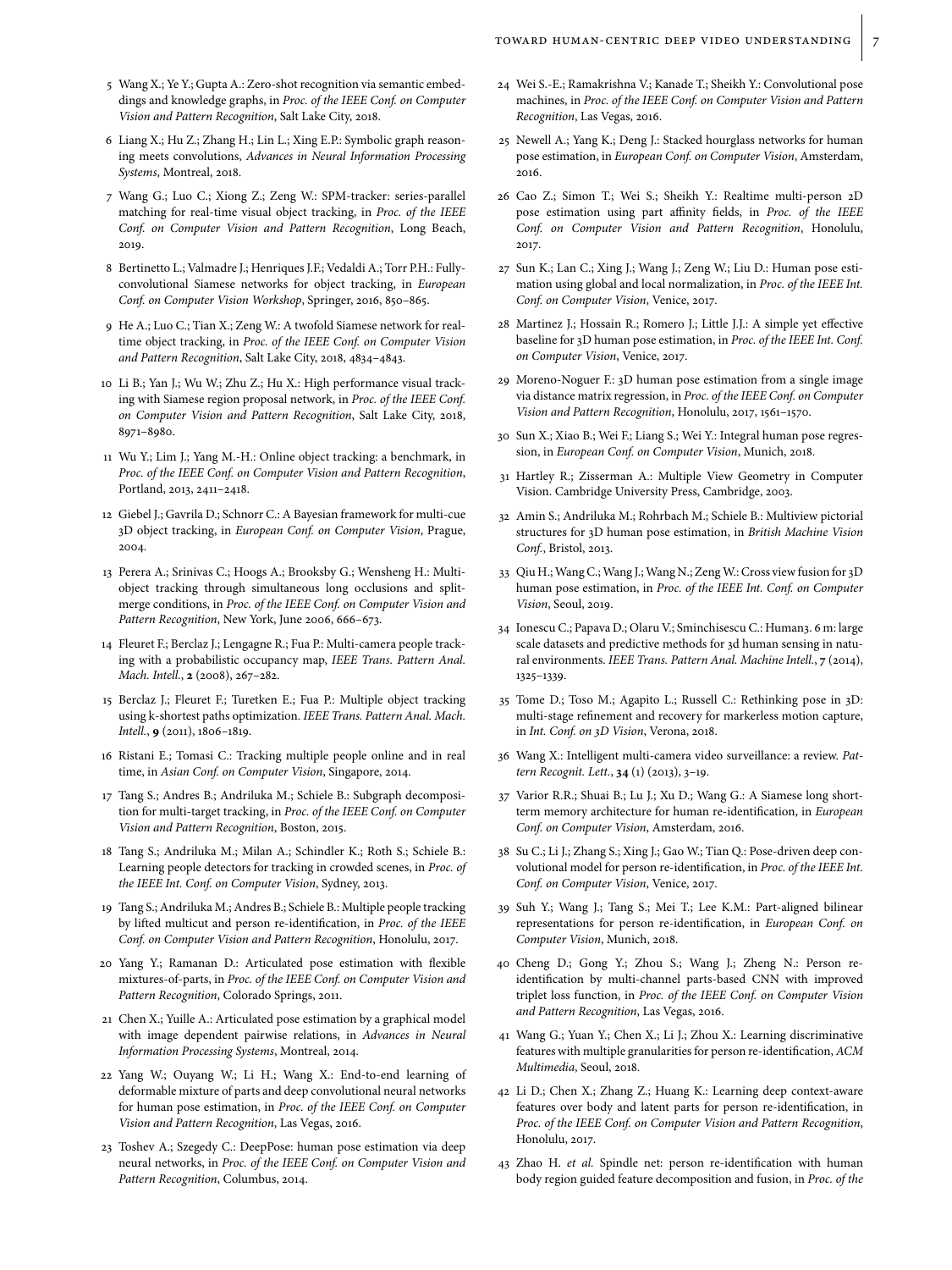5 Wang X.; Ye Y.; Gupta A.: Zero-shot recognition via semantic embeddings and knowledge graphs, in *Proc. of the IEEE Conf. on Computer Vision and Pattern Recognition*, Salt Lake City, 2018.

6 Liang X.; Hu Z.; Zhang H.; Lin L.; Xing E.P.: Symbolic graph reasoning meets convolutions, *Advances in Neural Information Processing Systems*, Montreal, 2018.

7 Wang G.; Luo C.; Xiong Z.; Zeng W.: SPM-tracker: series-parallel matching for real-time visual object tracking, in *Proc. of the IEEE Conf. on Computer Vision and Pattern Recognition*, Long Beach, 2019.

8 Bertinetto L.; Valmadre J.; Henriques J.F.; Vedaldi A.; Torr P.H.: Fully-convolutional Siamese networks for object tracking, in *European Conf. on Computer Vision Workshop*, Springer, 2016, 850–865.

9 He A.; Luo C.; Tian X.; Zeng W.: A twofold Siamese network for real-time object tracking, in *Proc. of the IEEE Conf. on Computer Vision and Pattern Recognition*, Salt Lake City, 2018, 4834–4843.

10 Li B.; Yan J.; Wu W.; Zhu Z.; Hu X.: High performance visual tracking with Siamese region proposal network, in *Proc. of the IEEE Conf. on Computer Vision and Pattern Recognition*, Salt Lake City, 2018, 8971–8980.

11 Wu Y.; Lim J.; Yang M.-H.: Online object tracking: a benchmark, in *Proc. of the IEEE Conf. on Computer Vision and Pattern Recognition*, Portland, 2013, 2411–2418.

12 Giebel J.; Gavrila D.; Schnorr C.: A Bayesian framework for multi-cue 3D object tracking, in *European Conf. on Computer Vision*, Prague, 2004.

13 Perera A.; Srinivas C.; Hoogs A.; Brooksby G.; Wensheng H.: Multi-object tracking through simultaneous long occlusions and split-merge conditions, in *Proc. of the IEEE Conf. on Computer Vision and Pattern Recognition*, New York, June 2006, 666–673.

14 Fleuret F.; Berclaz J.; Lengagne R.; Fua P.: Multi-camera people tracking with a probabilistic occupancy map, *IEEE Trans. Pattern Anal. Mach. Intell.*, **2** (2008), 267–282.

15 Berclaz J.; Fleuret F.; Turetken E.; Fua P.: Multiple object tracking using k-shortest paths optimization. *IEEE Trans. Pattern Anal. Mach. Intell.*, **9** (2011), 1806–1819.

16 Ristani E.; Tomasi C.: Tracking multiple people online and in real time, in *Asian Conf. on Computer Vision*, Singapore, 2014.

17 Tang S.; Andres B.; Andriluka M.; Schiele B.: Subgraph decomposition for multi-target tracking, in *Proc. of the IEEE Conf. on Computer Vision and Pattern Recognition*, Boston, 2015.

18 Tang S.; Andriluka M.; Milan A.; Schindler K.; Roth S.; Schiele B.: Learning people detectors for tracking in crowded scenes, in *Proc. of the IEEE Int. Conf. on Computer Vision*, Sydney, 2013.

19 Tang S.; Andriluka M.; Andres B.; Schiele B.: Multiple people tracking by lifted multicut and person re-identification, in *Proc. of the IEEE Conf. on Computer Vision and Pattern Recognition*, Honolulu, 2017.

20 Yang Y.; Ramanan D.: Articulated pose estimation with flexible mixtures-of-parts, in *Proc. of the IEEE Conf. on Computer Vision and Pattern Recognition*, Colorado Springs, 2011.

21 Chen X.; Yuille A.: Articulated pose estimation by a graphical model with image dependent pairwise relations, in *Advances in Neural Information Processing Systems*, Montreal, 2014.

22 Yang W.; Ouyang W.; Li H.; Wang X.: End-to-end learning of deformable mixture of parts and deep convolutional neural networks for human pose estimation, in *Proc. of the IEEE Conf. on Computer Vision and Pattern Recognition*, Las Vegas, 2016.

23 Toshev A.; Szegedy C.: DeepPose: human pose estimation via deep neural networks, in *Proc. of the IEEE Conf. on Computer Vision and Pattern Recognition*, Columbus, 2014.

24 Wei S.-E.; Ramakrishna V.; Kanade T.; Sheikh Y.: Convolutional pose machines, in *Proc. of the IEEE Conf. on Computer Vision and Pattern Recognition*, Las Vegas, 2016.

25 Newell A.; Yang K.; Deng J.: Stacked hourglass networks for human pose estimation, in *European Conf. on Computer Vision*, Amsterdam, 2016.

26 Cao Z.; Simon T.; Wei S.; Sheikh Y.: Realtime multi-person 2D pose estimation using part affinity fields, in *Proc. of the IEEE Conf. on Computer Vision and Pattern Recognition*, Honolulu, 2017.

27 Sun K.; Lan C.; Xing J.; Wang J.; Zeng W.; Liu D.: Human pose estimation using global and local normalization, in *Proc. of the IEEE Int. Conf. on Computer Vision*, Venice, 2017.

28 Martinez J.; Hossain R.; Romero J.; Little J.J.: A simple yet effective baseline for 3D human pose estimation, in *Proc. of the IEEE Int. Conf. on Computer Vision*, Venice, 2017.

29 Moreno-Noguer F.: 3D human pose estimation from a single image via distance matrix regression, in *Proc. of the IEEE Conf. on Computer Vision and Pattern Recognition*, Honolulu, 2017, 1561–1570.

30 Sun X.; Xiao B.; Wei F.; Liang S.; Wei Y.: Integral human pose regression, in *European Conf. on Computer Vision*, Munich, 2018.

31 Hartley R.; Zisserman A.: Multiple View Geometry in Computer Vision. Cambridge University Press, Cambridge, 2003.

32 Amin S.; Andriluka M.; Rohrbach M.; Schiele B.: Multiview pictorial structures for 3D human pose estimation, in *British Machine Vision Conf.*, Bristol, 2013.

33 Qiu H.; Wang C.; Wang J.; Wang N.; Zeng W.: Cross view fusion for 3D human pose estimation, in *Proc. of the IEEE Int. Conf. on Computer Vision*, Seoul, 2019.

34 Ionescu C.; Papava D.; Olaru V.; Sminchisescu C.: Human3. 6 m: large scale datasets and predictive methods for 3d human sensing in natural environments. *IEEE Trans. Pattern Anal. Machine Intell.*, **7** (2014), 1325–1339.

35 Tome D.; Toso M.; Agapito L.; Russell C.: Rethinking pose in 3D: multi-stage refinement and recovery for markerless motion capture, in *Int. Conf. on 3D Vision*, Verona, 2018.

36 Wang X.: Intelligent multi-camera video surveillance: a review. *Pattern Recognit. Lett.*, **34** (1) (2013), 3–19.

37 Varior R.R.; Shuai B.; Lu J.; Xu D.; Wang G.: A Siamese long short-term memory architecture for human re-identification, in *European Conf. on Computer Vision*, Amsterdam, 2016.

38 Su C.; Li J.; Zhang S.; Xing J.; Gao W.; Tian Q.: Pose-driven deep convolutional model for person re-identification, in *Proc. of the IEEE Int. Conf. on Computer Vision*, Venice, 2017.

39 Suh Y.; Wang J.; Tang S.; Mei T.; Lee K.M.: Part-aligned bilinear representations for person re-identification, in *European Conf. on Computer Vision*, Munich, 2018.

40 Cheng D.; Gong Y.; Zhou S.; Wang J.; Zheng N.: Person re-identification by multi-channel parts-based CNN with improved triplet loss function, in *Proc. of the IEEE Conf. on Computer Vision and Pattern Recognition*, Las Vegas, 2016.

41 Wang G.; Yuan Y.; Chen X.; Li J.; Zhou X.: Learning discriminative features with multiple granularities for person re-identification, *ACM Multimedia*, Seoul, 2018.

42 Li D.; Chen X.; Zhang Z.; Huang K.: Learning deep context-aware features over body and latent parts for person re-identification, in *Proc. of the IEEE Conf. on Computer Vision and Pattern Recognition*, Honolulu, 2017.

43 Zhao H. *et al.* Spindle net: person re-identification with human body region guided feature decomposition and fusion, in *Proc. of the*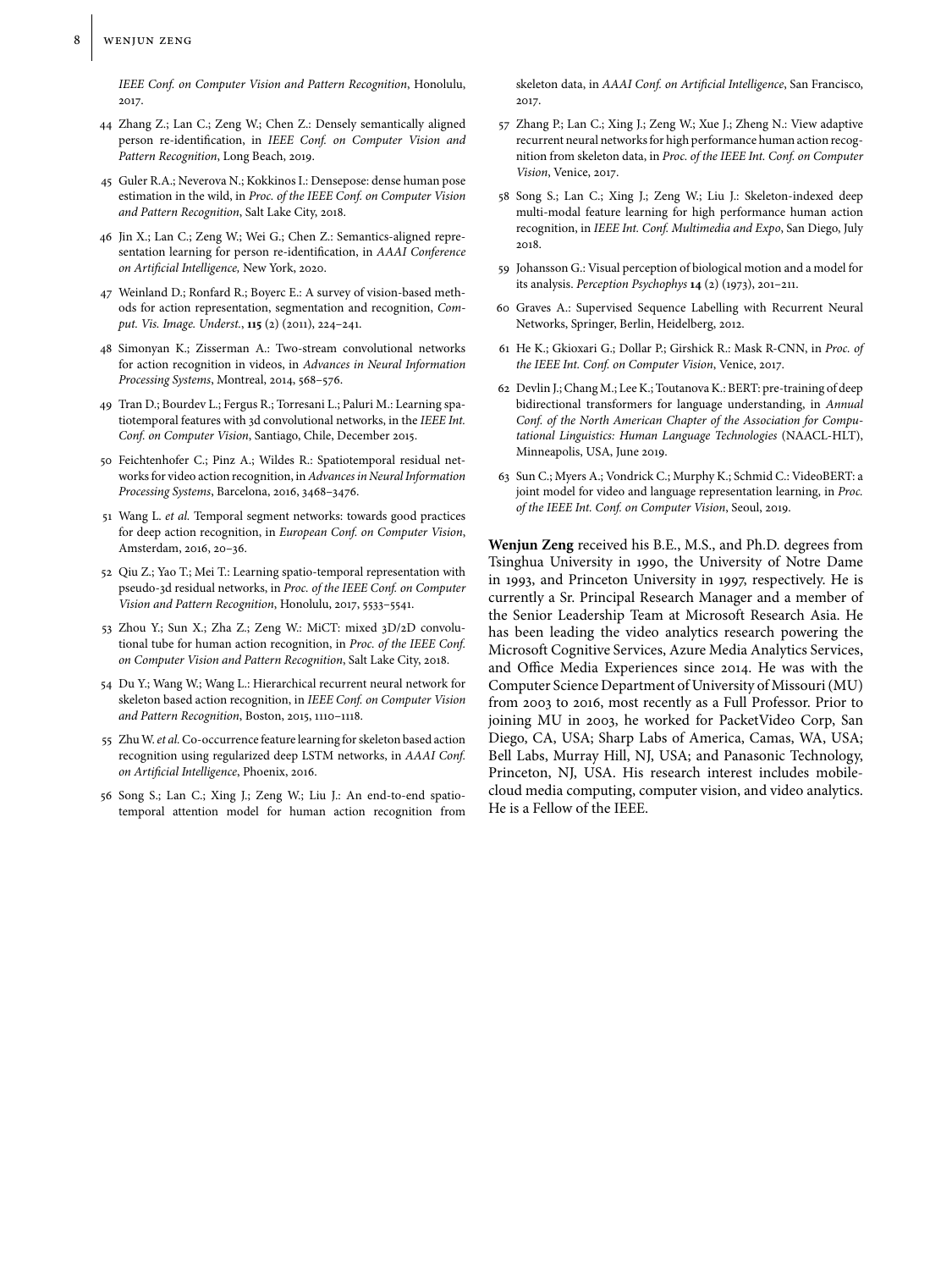*IEEE Conf. on Computer Vision and Pattern Recognition*, Honolulu, 2017.

44 Zhang Z.; Lan C.; Zeng W.; Chen Z.: Densely semantically aligned person re-identification, in *IEEE Conf. on Computer Vision and Pattern Recognition*, Long Beach, 2019.

45 Guler R.A.; Neverova N.; Kokkinos I.: Densepose: dense human pose estimation in the wild, in *Proc. of the IEEE Conf. on Computer Vision and Pattern Recognition*, Salt Lake City, 2018.

46 Jin X.; Lan C.; Zeng W.; Wei G.; Chen Z.: Semantics-aligned representation learning for person re-identification, in *AAAI Conference on Artificial Intelligence,* New York, 2020.

47 Weinland D.; Ronfard R.; Boyerc E.: A survey of vision-based methods for action representation, segmentation and recognition, *Comput. Vis. Image. Underst.*, **115** (2) (2011), 224–241.

48 Simonyan K.; Zisserman A.: Two-stream convolutional networks for action recognition in videos, in *Advances in Neural Information Processing Systems*, Montreal, 2014, 568–576.

49 Tran D.; Bourdev L.; Fergus R.; Torresani L.; Paluri M.: Learning spatiotemporal features with 3d convolutional networks, in the *IEEE Int. Conf. on Computer Vision*, Santiago, Chile, December 2015.

50 Feichtenhofer C.; Pinz A.; Wildes R.: Spatiotemporal residual networks for video action recognition, in *Advances in Neural Information Processing Systems*, Barcelona, 2016, 3468–3476.

51 Wang L. *et al.* Temporal segment networks: towards good practices for deep action recognition, in *European Conf. on Computer Vision*, Amsterdam, 2016, 20–36.

52 Qiu Z.; Yao T.; Mei T.: Learning spatio-temporal representation with pseudo-3d residual networks, in *Proc. of the IEEE Conf. on Computer Vision and Pattern Recognition*, Honolulu, 2017, 5533–5541.

53 Zhou Y.; Sun X.; Zha Z.; Zeng W.: MiCT: mixed 3D/2D convolutional tube for human action recognition, in *Proc. of the IEEE Conf. on Computer Vision and Pattern Recognition*, Salt Lake City, 2018.

54 Du Y.; Wang W.; Wang L.: Hierarchical recurrent neural network for skeleton based action recognition, in *IEEE Conf. on Computer Vision and Pattern Recognition*, Boston, 2015, 1110–1118.

55 Zhu W. *et al.* Co-occurrence feature learning for skeleton based action recognition using regularized deep LSTM networks, in *AAAI Conf. on Artificial Intelligence*, Phoenix, 2016.

56 Song S.; Lan C.; Xing J.; Zeng W.; Liu J.: An end-to-end spatio-temporal attention model for human action recognition from skeleton data, in *AAAI Conf. on Artificial Intelligence*, San Francisco, 2017.

57 Zhang P.; Lan C.; Xing J.; Zeng W.; Xue J.; Zheng N.: View adaptive recurrent neural networks for high performance human action recognition from skeleton data, in *Proc. of the IEEE Int. Conf. on Computer Vision*, Venice, 2017.

58 Song S.; Lan C.; Xing J.; Zeng W.; Liu J.: Skeleton-indexed deep multi-modal feature learning for high performance human action recognition, in *IEEE Int. Conf. Multimedia and Expo*, San Diego, July 2018.

59 Johansson G.: Visual perception of biological motion and a model for its analysis. *Perception Psychophys* **14** (2) (1973), 201–211.

60 Graves A.: Supervised Sequence Labelling with Recurrent Neural Networks, Springer, Berlin, Heidelberg, 2012.

61 He K.; Gkioxari G.; Dollar P.; Girshick R.: Mask R-CNN, in *Proc. of the IEEE Int. Conf. on Computer Vision*, Venice, 2017.

62 Devlin J.; Chang M.; Lee K.; Toutanova K.: BERT: pre-training of deep bidirectional transformers for language understanding, in *Annual Conf. of the North American Chapter of the Association for Computational Linguistics: Human Language Technologies* (NAACL-HLT), Minneapolis, USA, June 2019.

63 Sun C.; Myers A.; Vondrick C.; Murphy K.; Schmid C.: VideoBERT: a joint model for video and language representation learning, in *Proc. of the IEEE Int. Conf. on Computer Vision*, Seoul, 2019.

**Wenjun Zeng** received his B.E., M.S., and Ph.D. degrees from Tsinghua University in 1990, the University of Notre Dame in 1993, and Princeton University in 1997, respectively. He is currently a Sr. Principal Research Manager and a member of the Senior Leadership Team at Microsoft Research Asia. He has been leading the video analytics research powering the Microsoft Cognitive Services, Azure Media Analytics Services, and Office Media Experiences since 2014. He was with the Computer Science Department of University of Missouri (MU) from 2003 to 2016, most recently as a Full Professor. Prior to joining MU in 2003, he worked for PacketVideo Corp, San Diego, CA, USA; Sharp Labs of America, Camas, WA, USA; Bell Labs, Murray Hill, NJ, USA; and Panasonic Technology, Princeton, NJ, USA. His research interest includes mobile-cloud media computing, computer vision, and video analytics. He is a Fellow of the IEEE.